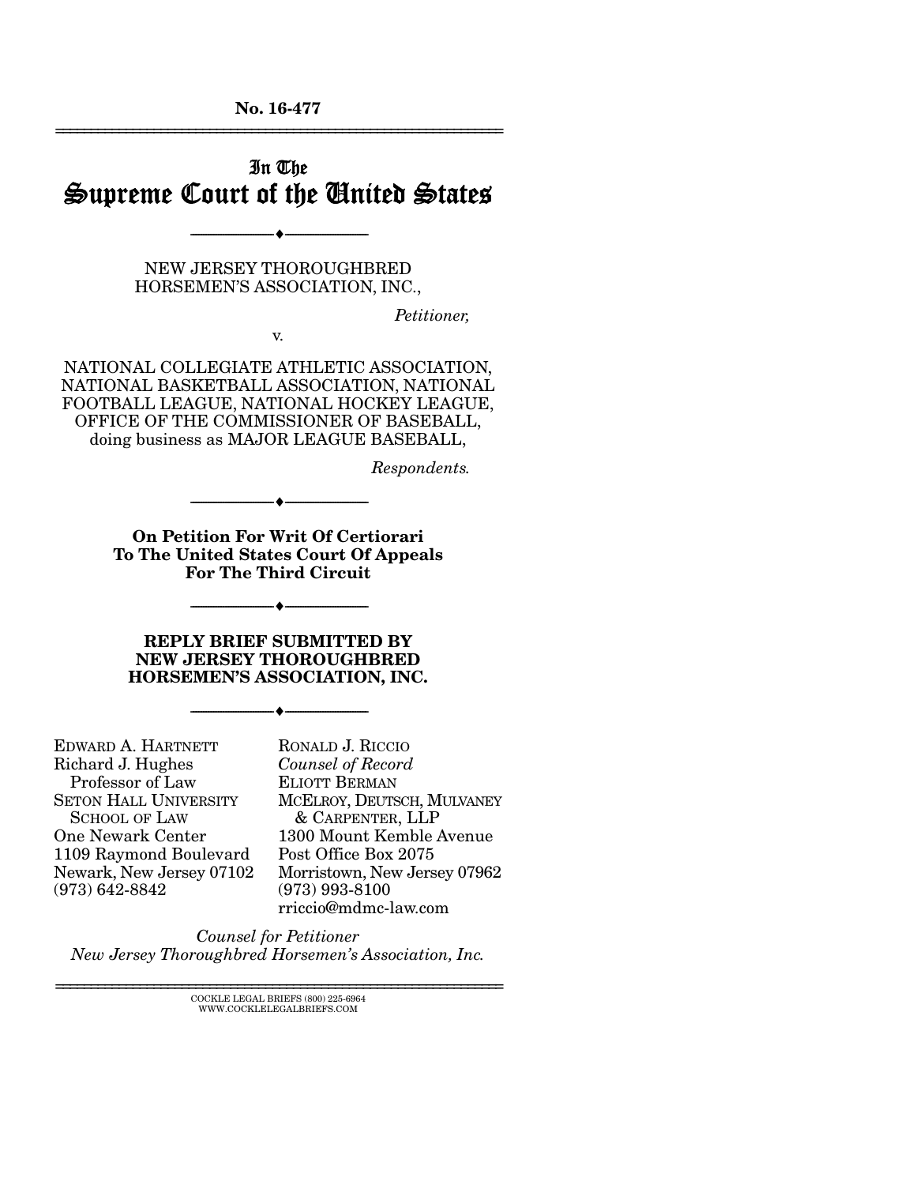No. 16-477

# In The Supreme Court of the United States

---

NEW JERSEY THOROUGHBRED HORSEMEN'S ASSOCIATION, INC.,

*Petitioner,*

v.

NATIONAL COLLEGIATE ATHLETIC ASSOCIATION, NATIONAL BASKETBALL ASSOCIATION, NATIONAL FOOTBALL LEAGUE, NATIONAL HOCKEY LEAGUE, OFFICE OF THE COMMISSIONER OF BASEBALL, doing business as MAJOR LEAGUE BASEBALL,

*Respondents.*

---

**On Petition For Writ Of Certiorari To The United States Court Of Appeals For The Third Circuit**

---

**REPLY BRIEF SUBMITTED BY NEW JERSEY THOROUGHBRED HORSEMEN'S ASSOCIATION, INC.**

---

EDWARD A. HARTNETT
Richard J. Hughes
Professor of Law
SETON HALL UNIVERSITY
SCHOOL OF LAW
One Newark Center
1109 Raymond Boulevard
Newark, New Jersey 07102
(973) 642-8842

RONALD J. RICCIO
*Counsel of Record*
ELIOTT BERMAN
MCELROY, DEUTSCH, MULVANEY & CARPENTER, LLP
1300 Mount Kemble Avenue
Post Office Box 2075
Morristown, New Jersey 07962
(973) 993-8100
rriccio@mdmc-law.com

*Counsel for Petitioner New Jersey Thoroughbred Horsemen's Association, Inc.*

COCKLE LEGAL BRIEFS (800) 225-6964
WWW.COCKLELEGALBRIEFS.COM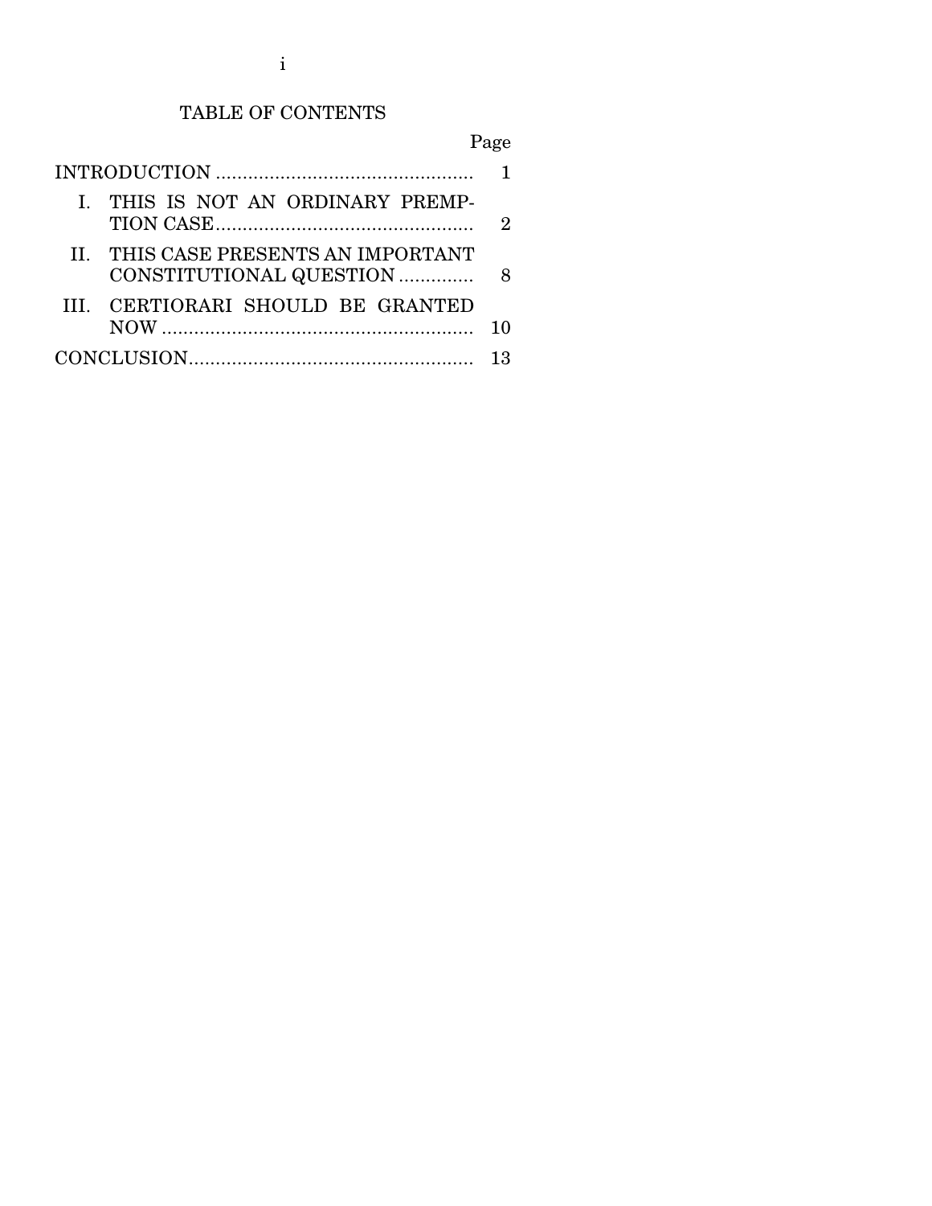# TABLE OF CONTENTS

| | Page |
|---|---|
| INTRODUCTION | 1 |
| I. THIS IS NOT AN ORDINARY PREMPTION CASE | 2 |
| II. THIS CASE PRESENTS AN IMPORTANT CONSTITUTIONAL QUESTION | 8 |
| III. CERTIORARI SHOULD BE GRANTED NOW | 10 |
| CONCLUSION | 13 |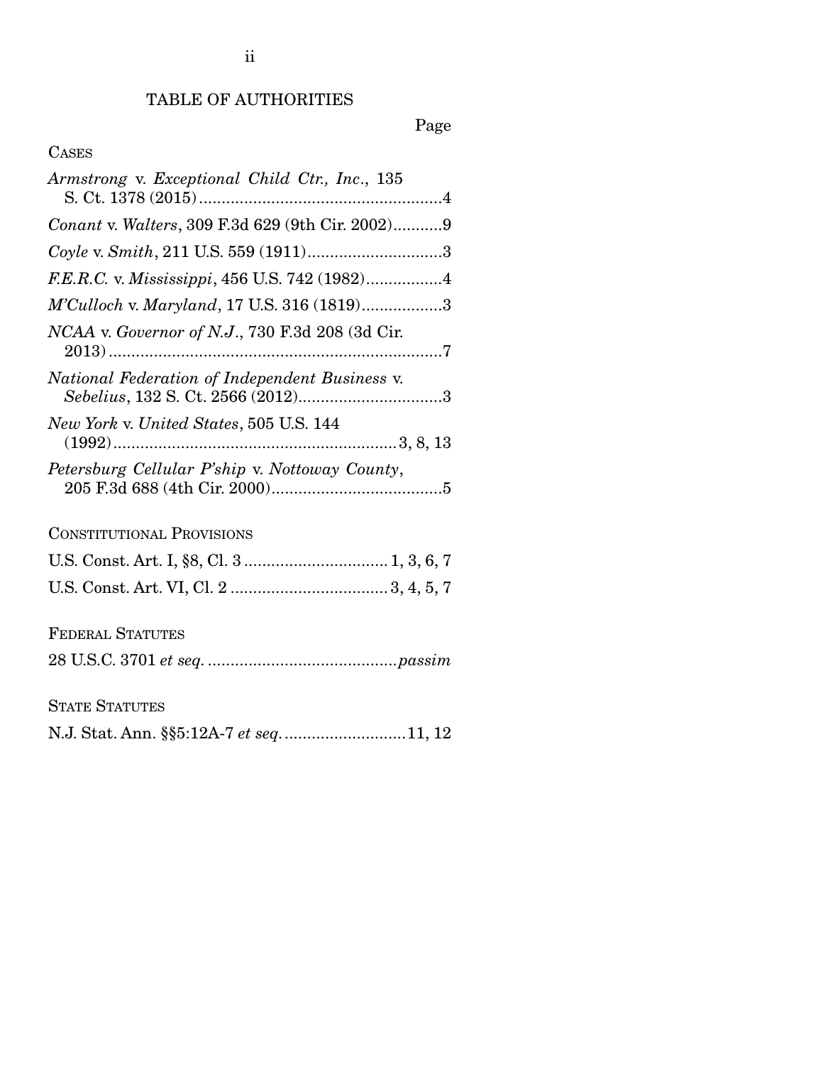# TABLE OF AUTHORITIES

Page

CASES

*Armstrong* v. *Exceptional Child Ctr., Inc.*, 135 S. Ct. 1378 (2015) .......................................................4

*Conant* v. *Walters*, 309 F.3d 629 (9th Cir. 2002)...........9

*Coyle* v. *Smith*, 211 U.S. 559 (1911)..............................3

*F.E.R.C.* v. *Mississippi*, 456 U.S. 742 (1982).................4

*M'Culloch* v. *Maryland*, 17 U.S. 316 (1819)..................3

*NCAA* v. *Governor of N.J.*, 730 F.3d 208 (3d Cir. 2013)..........................................................................7

*National Federation of Independent Business* v. *Sebelius*, 132 S. Ct. 2566 (2012)................................3

*New York* v. *United States*, 505 U.S. 144 (1992)...............................................................3, 8, 13

*Petersburg Cellular P'ship* v. *Nottoway County*, 205 F.3d 688 (4th Cir. 2000)......................................5

CONSTITUTIONAL PROVISIONS

U.S. Const. Art. I, §8, Cl. 3 ................................ 1, 3, 6, 7

U.S. Const. Art. VI, Cl. 2 ................................... 3, 4, 5, 7

FEDERAL STATUTES

28 U.S.C. 3701 *et seq.* ..........................................*passim*

STATE STATUTES

N.J. Stat. Ann. §§5:12A-7 *et seq.* ...........................11, 12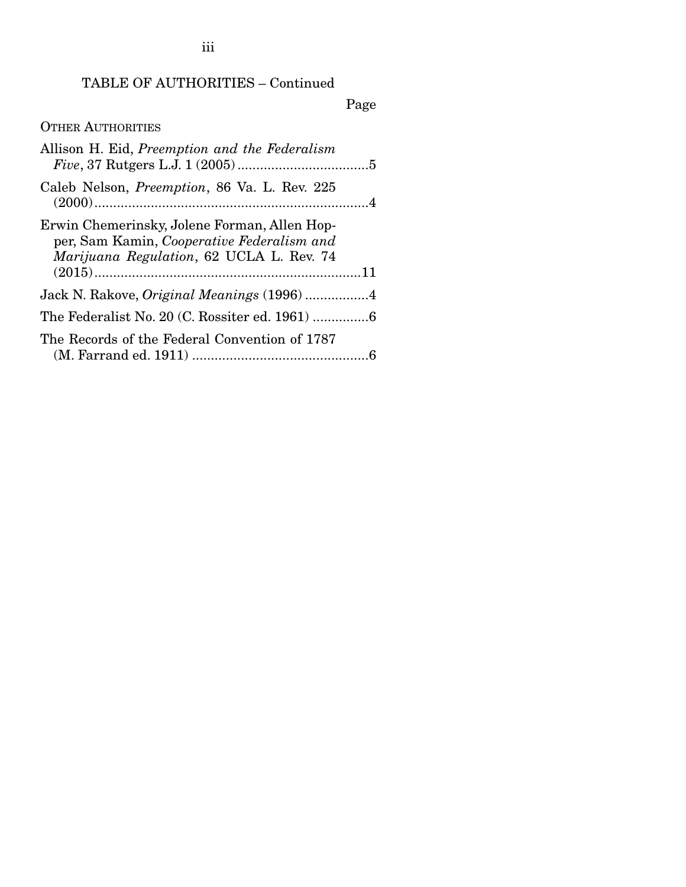TABLE OF AUTHORITIES – Continued

Page

OTHER AUTHORITIES

Allison H. Eid, *Preemption and the Federalism Five*, 37 Rutgers L.J. 1 (2005) ....................................5

Caleb Nelson, *Preemption*, 86 Va. L. Rev. 225 (2000) ..........................................................................4

Erwin Chemerinsky, Jolene Forman, Allen Hopper, Sam Kamin, *Cooperative Federalism and Marijuana Regulation*, 62 UCLA L. Rev. 74 (2015) ........................................................................11

Jack N. Rakove, *Original Meanings* (1996) .................4

The Federalist No. 20 (C. Rossiter ed. 1961) ...............6

The Records of the Federal Convention of 1787 (M. Farrand ed. 1911) ................................................6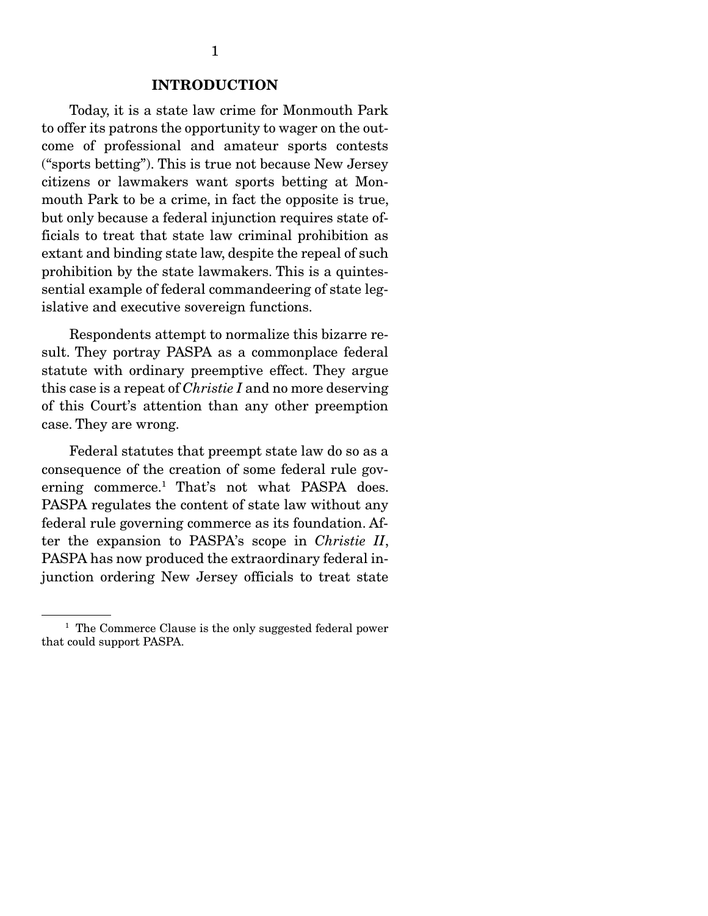## INTRODUCTION

Today, it is a state law crime for Monmouth Park to offer its patrons the opportunity to wager on the outcome of professional and amateur sports contests ("sports betting"). This is true not because New Jersey citizens or lawmakers want sports betting at Monmouth Park to be a crime, in fact the opposite is true, but only because a federal injunction requires state officials to treat that state law criminal prohibition as extant and binding state law, despite the repeal of such prohibition by the state lawmakers. This is a quintessential example of federal commandeering of state legislative and executive sovereign functions.

Respondents attempt to normalize this bizarre result. They portray PASPA as a commonplace federal statute with ordinary preemptive effect. They argue this case is a repeat of *Christie I* and no more deserving of this Court's attention than any other preemption case. They are wrong.

Federal statutes that preempt state law do so as a consequence of the creation of some federal rule governing commerce.[1] That's not what PASPA does. PASPA regulates the content of state law without any federal rule governing commerce as its foundation. After the expansion to PASPA's scope in *Christie II*, PASPA has now produced the extraordinary federal injunction ordering New Jersey officials to treat state

---

[1] The Commerce Clause is the only suggested federal power that could support PASPA.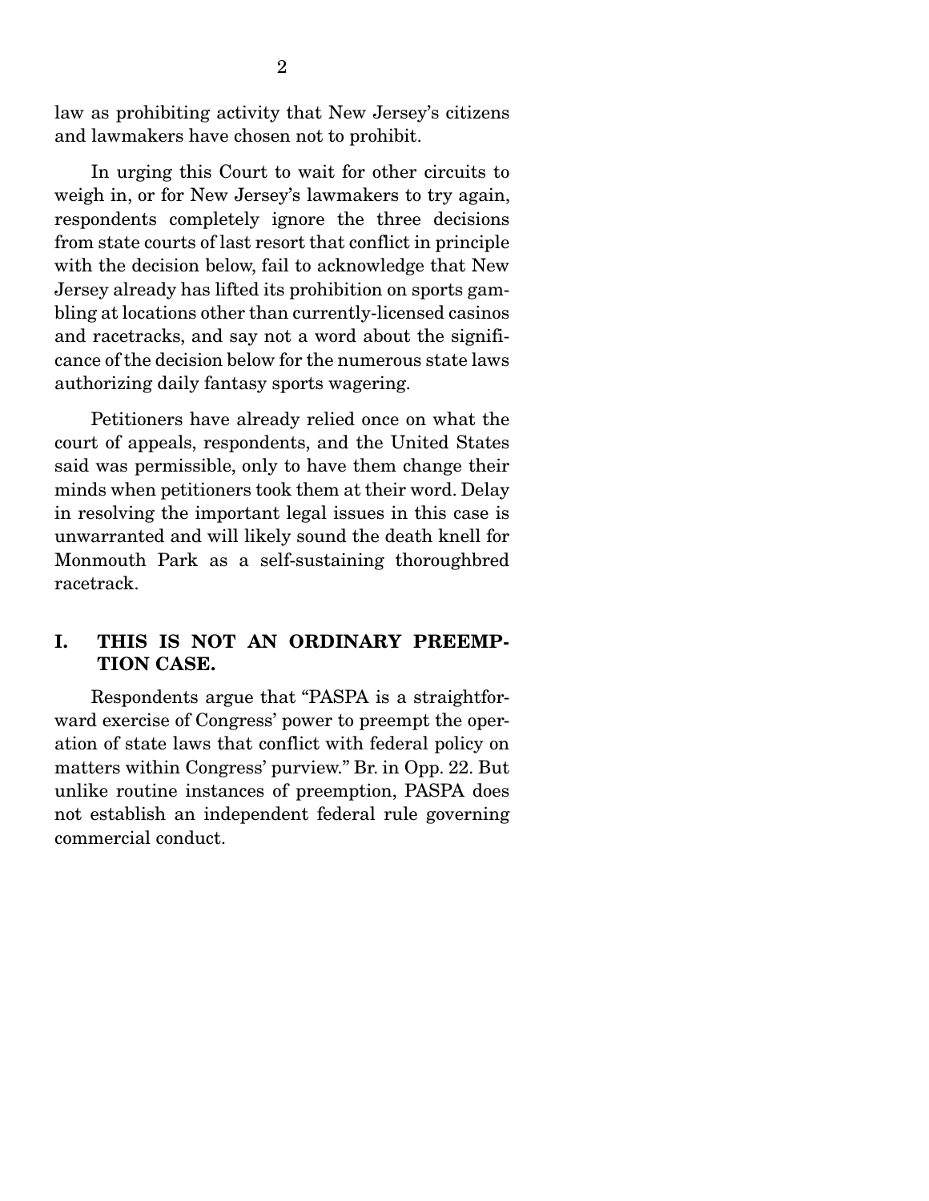law as prohibiting activity that New Jersey's citizens and lawmakers have chosen not to prohibit.

In urging this Court to wait for other circuits to weigh in, or for New Jersey's lawmakers to try again, respondents completely ignore the three decisions from state courts of last resort that conflict in principle with the decision below, fail to acknowledge that New Jersey already has lifted its prohibition on sports gambling at locations other than currently-licensed casinos and racetracks, and say not a word about the significance of the decision below for the numerous state laws authorizing daily fantasy sports wagering.

Petitioners have already relied once on what the court of appeals, respondents, and the United States said was permissible, only to have them change their minds when petitioners took them at their word. Delay in resolving the important legal issues in this case is unwarranted and will likely sound the death knell for Monmouth Park as a self-sustaining thoroughbred racetrack.

## I. THIS IS NOT AN ORDINARY PREEMPTION CASE.

Respondents argue that "PASPA is a straightforward exercise of Congress' power to preempt the operation of state laws that conflict with federal policy on matters within Congress' purview." Br. in Opp. 22. But unlike routine instances of preemption, PASPA does not establish an independent federal rule governing commercial conduct.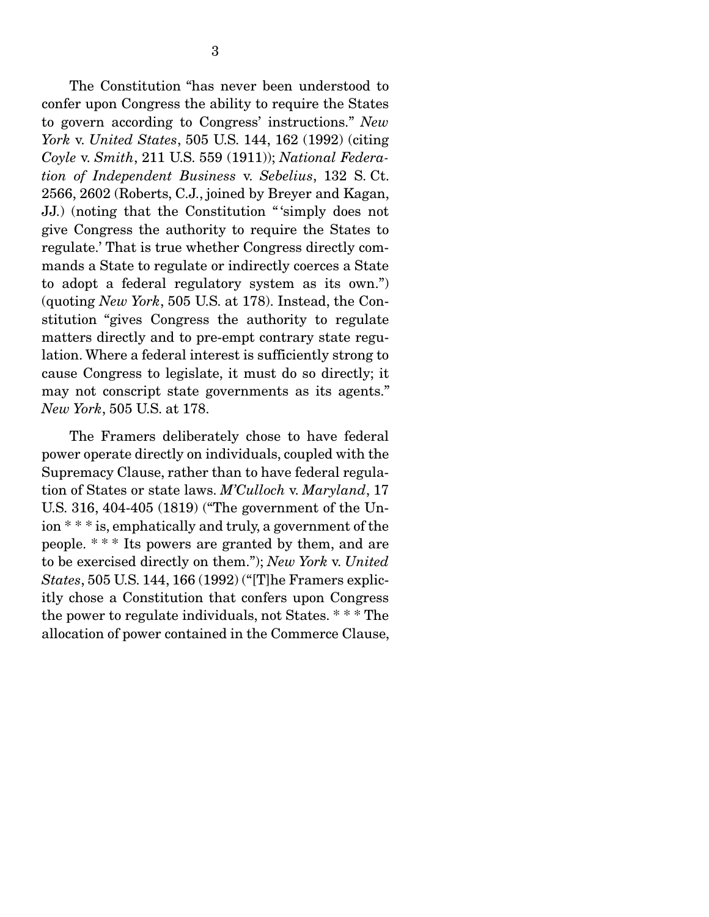The Constitution "has never been understood to confer upon Congress the ability to require the States to govern according to Congress' instructions." *New York* v. *United States*, 505 U.S. 144, 162 (1992) (citing *Coyle* v. *Smith*, 211 U.S. 559 (1911)); *National Federation of Independent Business* v. *Sebelius*, 132 S. Ct. 2566, 2602 (Roberts, C.J., joined by Breyer and Kagan, JJ.) (noting that the Constitution "'simply does not give Congress the authority to require the States to regulate.' That is true whether Congress directly commands a State to regulate or indirectly coerces a State to adopt a federal regulatory system as its own.") (quoting *New York*, 505 U.S. at 178). Instead, the Constitution "gives Congress the authority to regulate matters directly and to pre-empt contrary state regulation. Where a federal interest is sufficiently strong to cause Congress to legislate, it must do so directly; it may not conscript state governments as its agents." *New York*, 505 U.S. at 178.

The Framers deliberately chose to have federal power operate directly on individuals, coupled with the Supremacy Clause, rather than to have federal regulation of States or state laws. *M'Culloch* v. *Maryland*, 17 U.S. 316, 404-405 (1819) ("The government of the Union * * * is, emphatically and truly, a government of the people. * * * Its powers are granted by them, and are to be exercised directly on them."); *New York* v. *United States*, 505 U.S. 144, 166 (1992) ("[T]he Framers explicitly chose a Constitution that confers upon Congress the power to regulate individuals, not States. * * * The allocation of power contained in the Commerce Clause,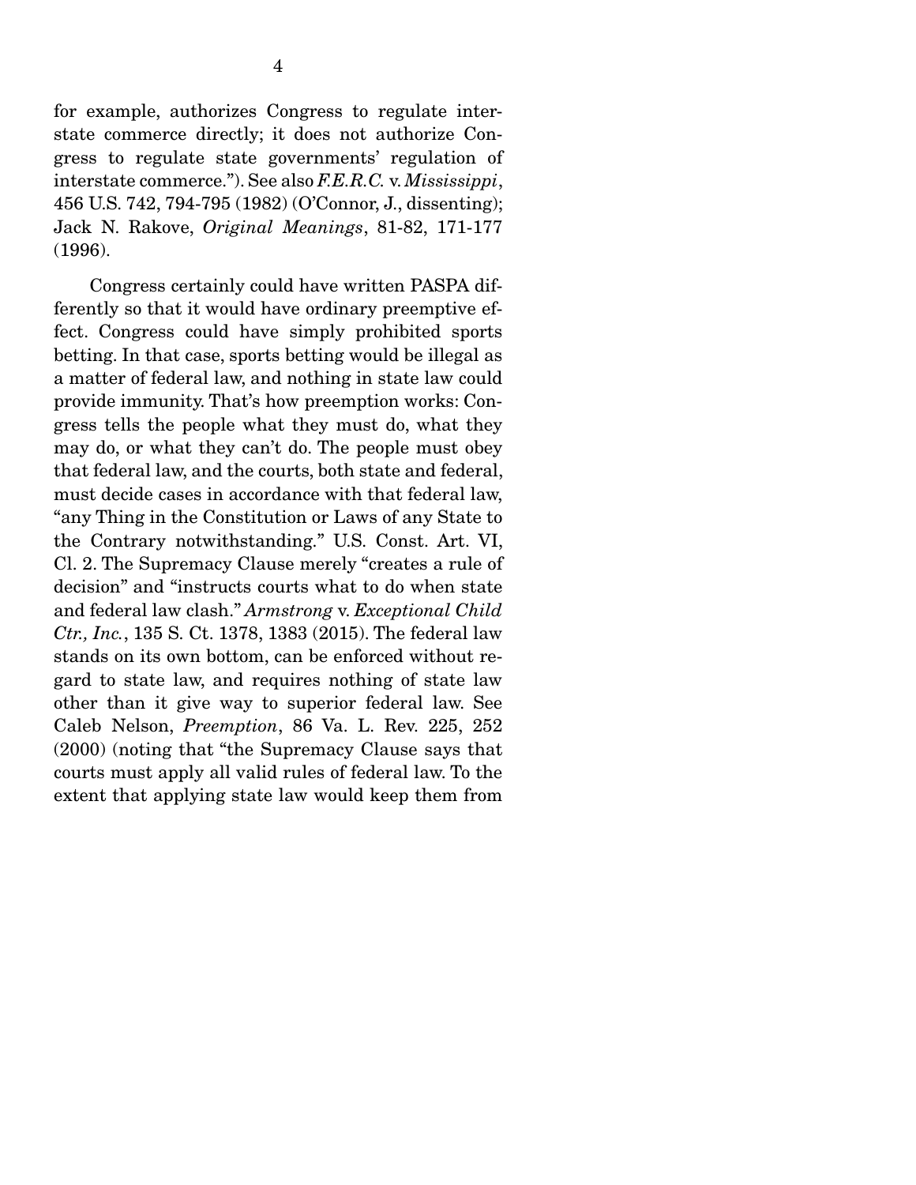for example, authorizes Congress to regulate interstate commerce directly; it does not authorize Congress to regulate state governments' regulation of interstate commerce."). See also *F.E.R.C.* v. *Mississippi*, 456 U.S. 742, 794-795 (1982) (O'Connor, J., dissenting); Jack N. Rakove, *Original Meanings*, 81-82, 171-177 (1996).

Congress certainly could have written PASPA differently so that it would have ordinary preemptive effect. Congress could have simply prohibited sports betting. In that case, sports betting would be illegal as a matter of federal law, and nothing in state law could provide immunity. That's how preemption works: Congress tells the people what they must do, what they may do, or what they can't do. The people must obey that federal law, and the courts, both state and federal, must decide cases in accordance with that federal law, "any Thing in the Constitution or Laws of any State to the Contrary notwithstanding." U.S. Const. Art. VI, Cl. 2. The Supremacy Clause merely "creates a rule of decision" and "instructs courts what to do when state and federal law clash." *Armstrong* v. *Exceptional Child Ctr., Inc.*, 135 S. Ct. 1378, 1383 (2015). The federal law stands on its own bottom, can be enforced without regard to state law, and requires nothing of state law other than it give way to superior federal law. See Caleb Nelson, *Preemption*, 86 Va. L. Rev. 225, 252 (2000) (noting that "the Supremacy Clause says that courts must apply all valid rules of federal law. To the extent that applying state law would keep them from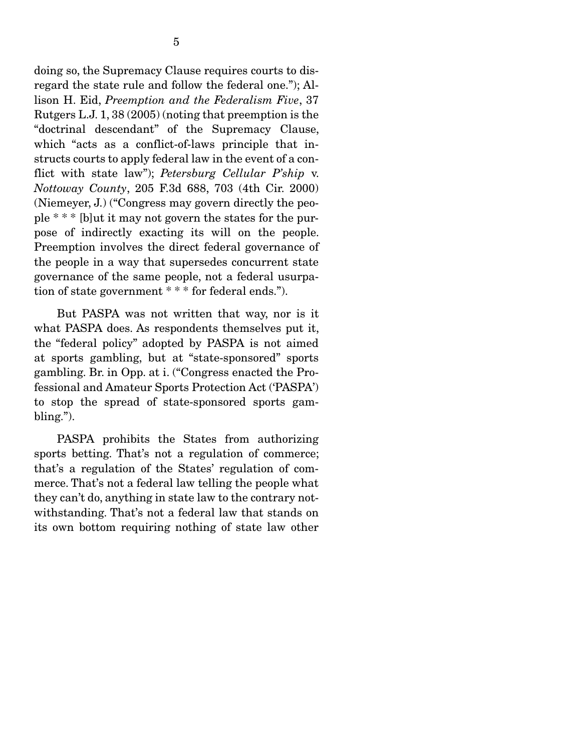doing so, the Supremacy Clause requires courts to disregard the state rule and follow the federal one."); Allison H. Eid, *Preemption and the Federalism Five*, 37 Rutgers L.J. 1, 38 (2005) (noting that preemption is the "doctrinal descendant" of the Supremacy Clause, which "acts as a conflict-of-laws principle that instructs courts to apply federal law in the event of a conflict with state law"); *Petersburg Cellular P'ship* v. *Nottoway County*, 205 F.3d 688, 703 (4th Cir. 2000) (Niemeyer, J.) ("Congress may govern directly the people * * * [b]ut it may not govern the states for the purpose of indirectly exacting its will on the people. Preemption involves the direct federal governance of the people in a way that supersedes concurrent state governance of the same people, not a federal usurpation of state government * * * for federal ends.").

But PASPA was not written that way, nor is it what PASPA does. As respondents themselves put it, the "federal policy" adopted by PASPA is not aimed at sports gambling, but at "state-sponsored" sports gambling. Br. in Opp. at i. ("Congress enacted the Professional and Amateur Sports Protection Act ('PASPA') to stop the spread of state-sponsored sports gambling.").

PASPA prohibits the States from authorizing sports betting. That's not a regulation of commerce; that's a regulation of the States' regulation of commerce. That's not a federal law telling the people what they can't do, anything in state law to the contrary notwithstanding. That's not a federal law that stands on its own bottom requiring nothing of state law other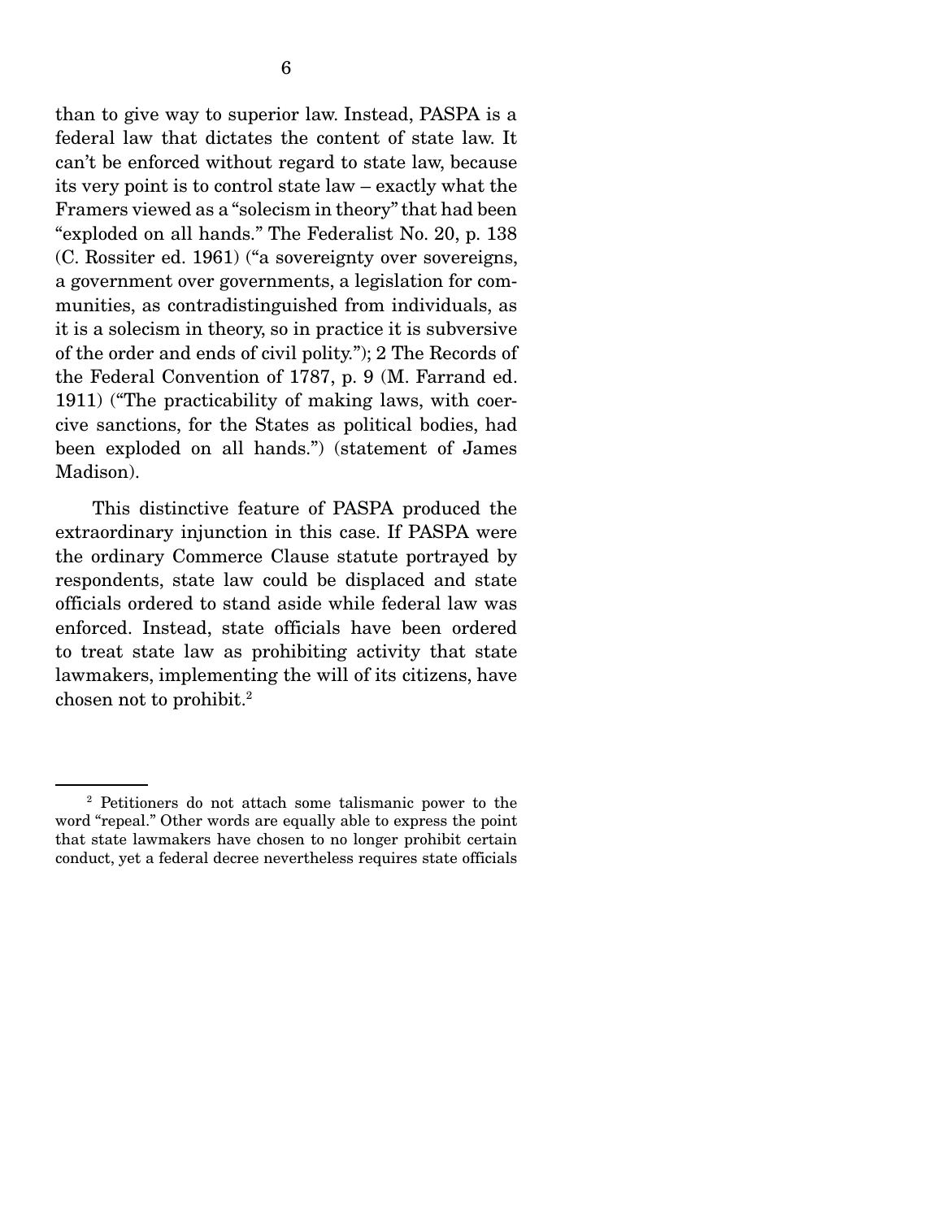than to give way to superior law. Instead, PASPA is a federal law that dictates the content of state law. It can't be enforced without regard to state law, because its very point is to control state law – exactly what the Framers viewed as a "solecism in theory" that had been "exploded on all hands." The Federalist No. 20, p. 138 (C. Rossiter ed. 1961) ("a sovereignty over sovereigns, a government over governments, a legislation for communities, as contradistinguished from individuals, as it is a solecism in theory, so in practice it is subversive of the order and ends of civil polity."); 2 The Records of the Federal Convention of 1787, p. 9 (M. Farrand ed. 1911) ("The practicability of making laws, with coercive sanctions, for the States as political bodies, had been exploded on all hands.") (statement of James Madison).

This distinctive feature of PASPA produced the extraordinary injunction in this case. If PASPA were the ordinary Commerce Clause statute portrayed by respondents, state law could be displaced and state officials ordered to stand aside while federal law was enforced. Instead, state officials have been ordered to treat state law as prohibiting activity that state lawmakers, implementing the will of its citizens, have chosen not to prohibit.[2]

[2] Petitioners do not attach some talismanic power to the word "repeal." Other words are equally able to express the point that state lawmakers have chosen to no longer prohibit certain conduct, yet a federal decree nevertheless requires state officials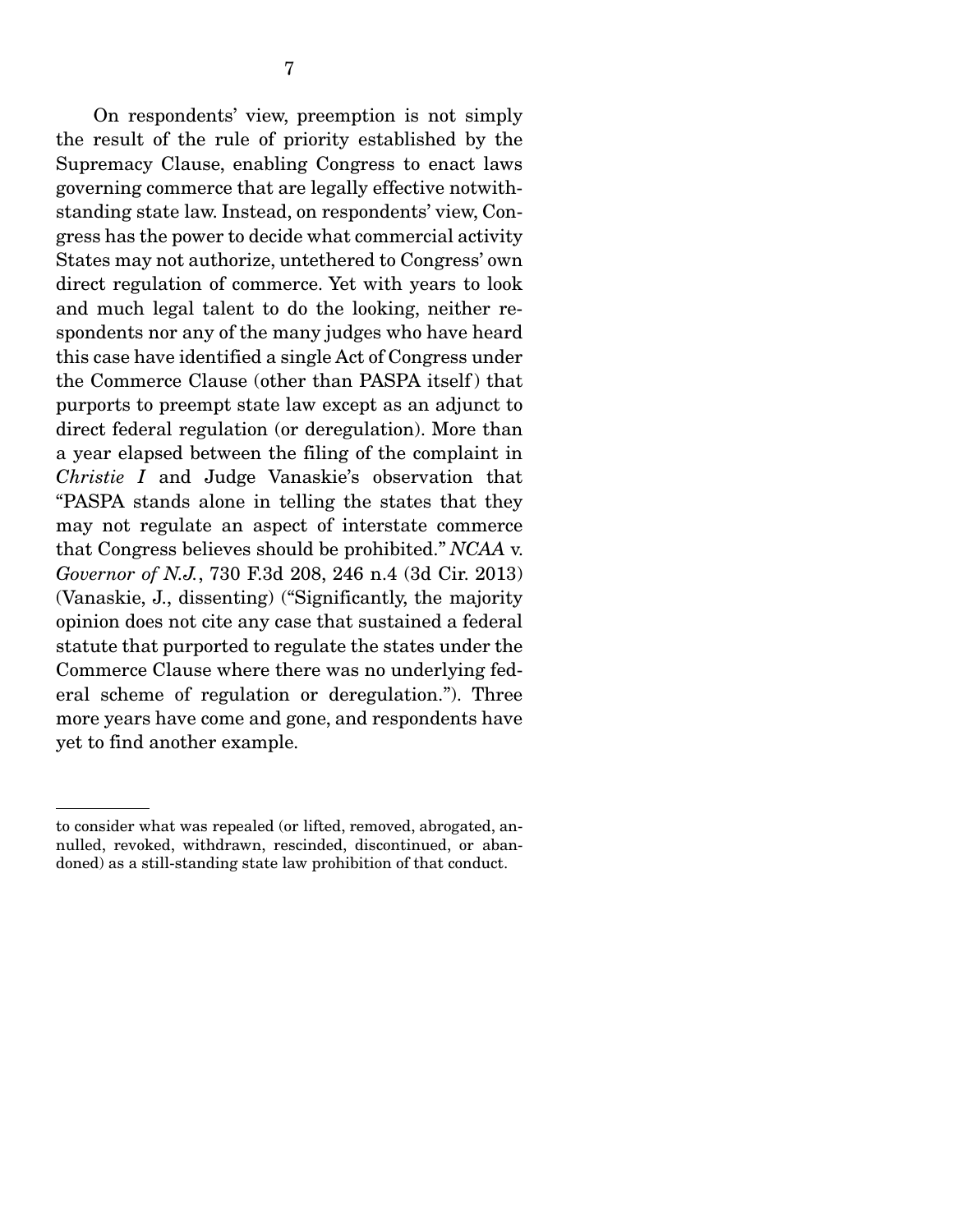On respondents' view, preemption is not simply the result of the rule of priority established by the Supremacy Clause, enabling Congress to enact laws governing commerce that are legally effective notwithstanding state law. Instead, on respondents' view, Congress has the power to decide what commercial activity States may not authorize, untethered to Congress' own direct regulation of commerce. Yet with years to look and much legal talent to do the looking, neither respondents nor any of the many judges who have heard this case have identified a single Act of Congress under the Commerce Clause (other than PASPA itself) that purports to preempt state law except as an adjunct to direct federal regulation (or deregulation). More than a year elapsed between the filing of the complaint in *Christie I* and Judge Vanaskie's observation that "PASPA stands alone in telling the states that they may not regulate an aspect of interstate commerce that Congress believes should be prohibited." *NCAA* v. *Governor of N.J.*, 730 F.3d 208, 246 n.4 (3d Cir. 2013) (Vanaskie, J., dissenting) ("Significantly, the majority opinion does not cite any case that sustained a federal statute that purported to regulate the states under the Commerce Clause where there was no underlying federal scheme of regulation or deregulation."). Three more years have come and gone, and respondents have yet to find another example.

---

to consider what was repealed (or lifted, removed, abrogated, annulled, revoked, withdrawn, rescinded, discontinued, or abandoned) as a still-standing state law prohibition of that conduct.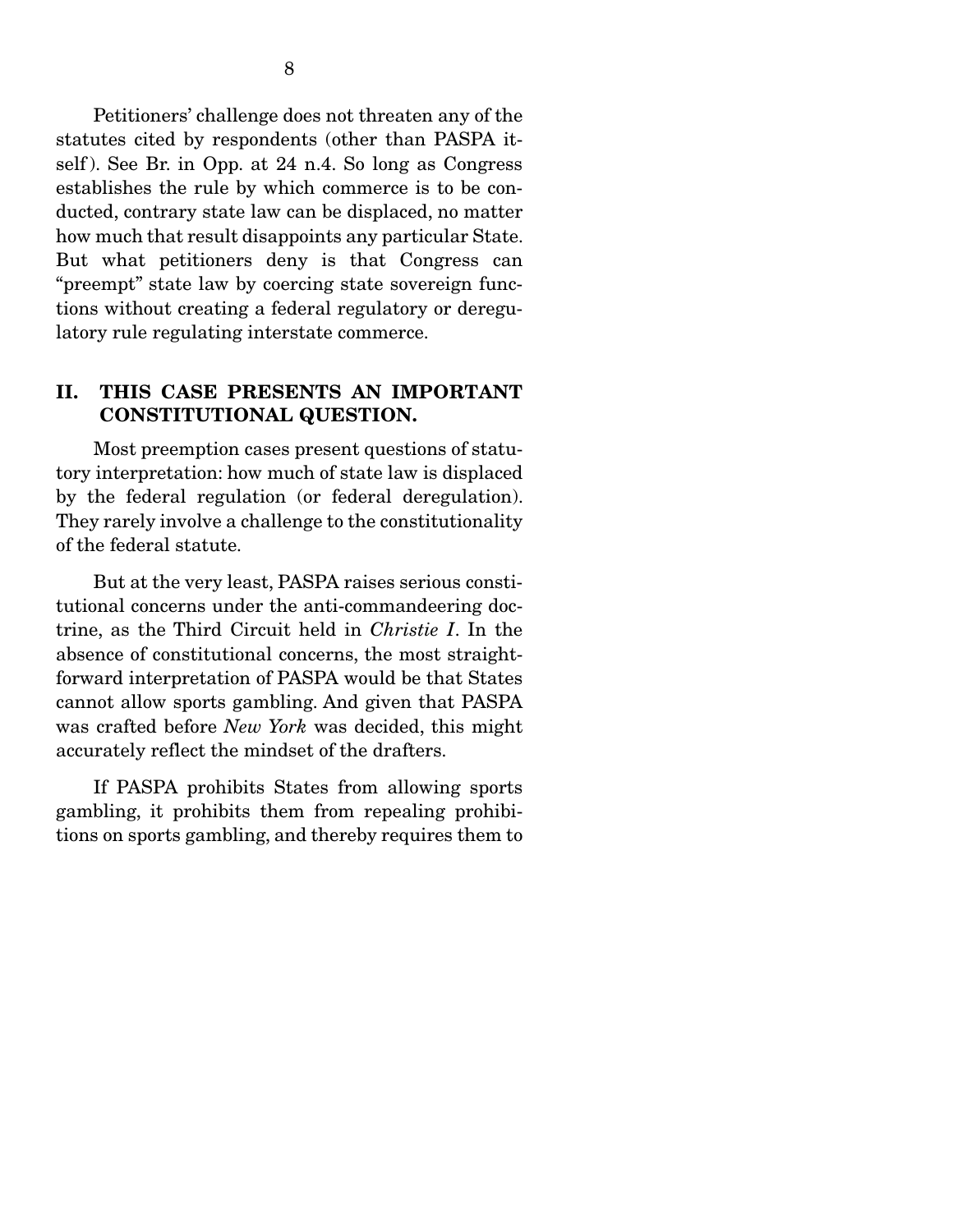Petitioners' challenge does not threaten any of the statutes cited by respondents (other than PASPA itself). See Br. in Opp. at 24 n.4. So long as Congress establishes the rule by which commerce is to be conducted, contrary state law can be displaced, no matter how much that result disappoints any particular State. But what petitioners deny is that Congress can "preempt" state law by coercing state sovereign functions without creating a federal regulatory or deregulatory rule regulating interstate commerce.

## II. THIS CASE PRESENTS AN IMPORTANT CONSTITUTIONAL QUESTION.

Most preemption cases present questions of statutory interpretation: how much of state law is displaced by the federal regulation (or federal deregulation). They rarely involve a challenge to the constitutionality of the federal statute.

But at the very least, PASPA raises serious constitutional concerns under the anti-commandeering doctrine, as the Third Circuit held in *Christie I*. In the absence of constitutional concerns, the most straightforward interpretation of PASPA would be that States cannot allow sports gambling. And given that PASPA was crafted before *New York* was decided, this might accurately reflect the mindset of the drafters.

If PASPA prohibits States from allowing sports gambling, it prohibits them from repealing prohibitions on sports gambling, and thereby requires them to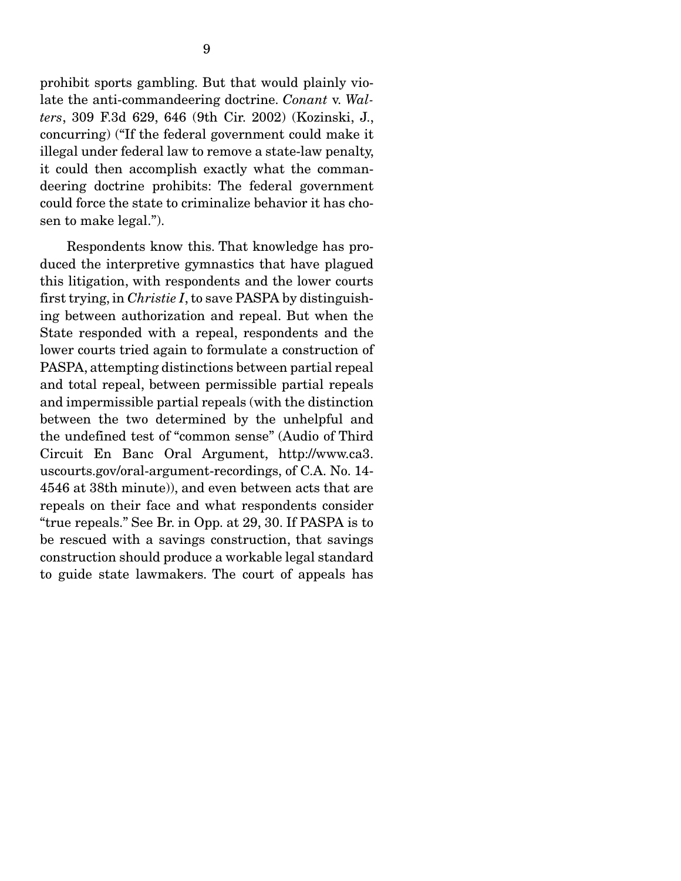prohibit sports gambling. But that would plainly violate the anti-commandeering doctrine. *Conant* v. *Walters*, 309 F.3d 629, 646 (9th Cir. 2002) (Kozinski, J., concurring) ("If the federal government could make it illegal under federal law to remove a state-law penalty, it could then accomplish exactly what the commandeering doctrine prohibits: The federal government could force the state to criminalize behavior it has chosen to make legal.").

Respondents know this. That knowledge has produced the interpretive gymnastics that have plagued this litigation, with respondents and the lower courts first trying, in *Christie I*, to save PASPA by distinguishing between authorization and repeal. But when the State responded with a repeal, respondents and the lower courts tried again to formulate a construction of PASPA, attempting distinctions between partial repeal and total repeal, between permissible partial repeals and impermissible partial repeals (with the distinction between the two determined by the unhelpful and the undefined test of "common sense" (Audio of Third Circuit En Banc Oral Argument, http://www.ca3.uscourts.gov/oral-argument-recordings, of C.A. No. 14-4546 at 38th minute)), and even between acts that are repeals on their face and what respondents consider "true repeals." See Br. in Opp. at 29, 30. If PASPA is to be rescued with a savings construction, that savings construction should produce a workable legal standard to guide state lawmakers. The court of appeals has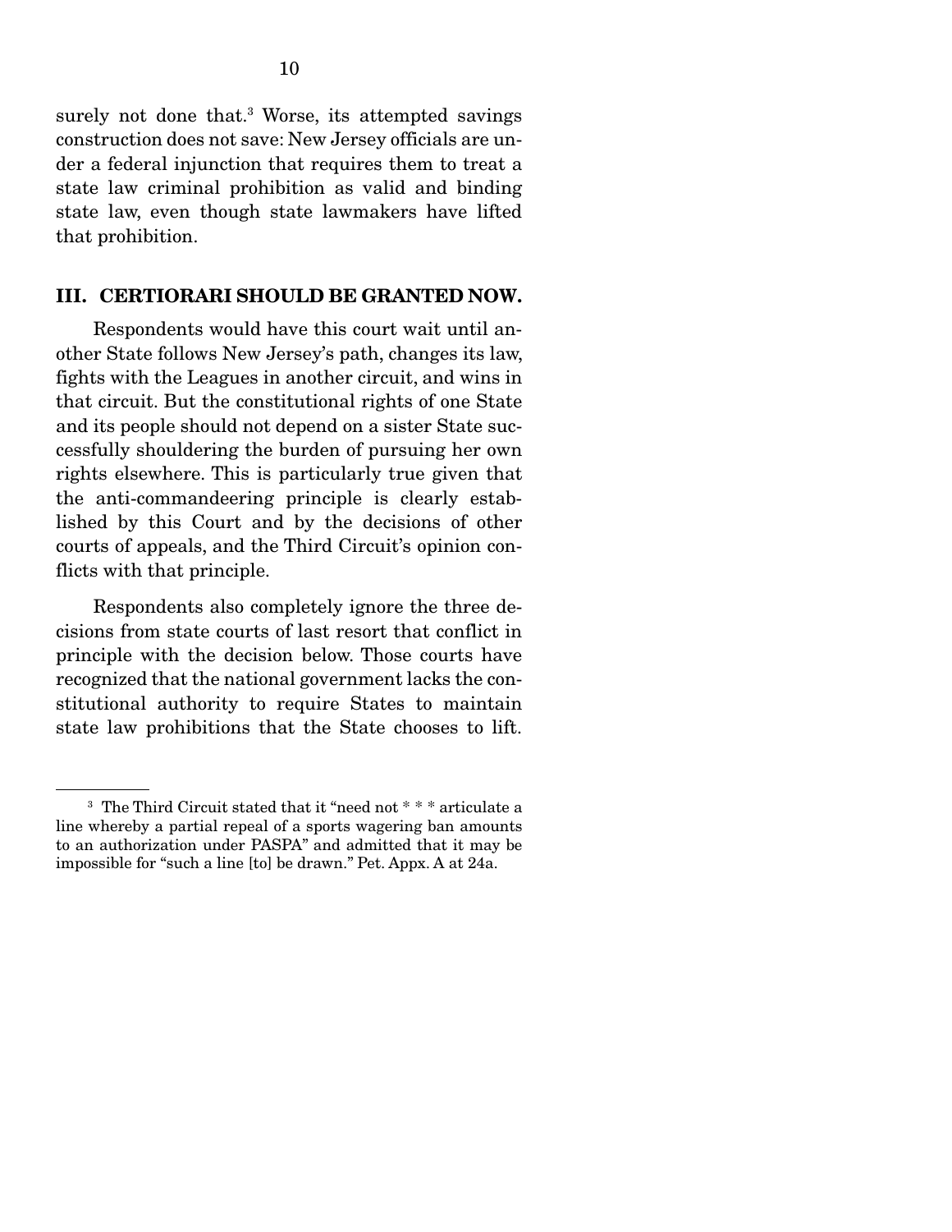surely not done that.[3] Worse, its attempted savings construction does not save: New Jersey officials are under a federal injunction that requires them to treat a state law criminal prohibition as valid and binding state law, even though state lawmakers have lifted that prohibition.

## III. CERTIORARI SHOULD BE GRANTED NOW.

Respondents would have this court wait until another State follows New Jersey's path, changes its law, fights with the Leagues in another circuit, and wins in that circuit. But the constitutional rights of one State and its people should not depend on a sister State successfully shouldering the burden of pursuing her own rights elsewhere. This is particularly true given that the anti-commandeering principle is clearly established by this Court and by the decisions of other courts of appeals, and the Third Circuit's opinion conflicts with that principle.

Respondents also completely ignore the three decisions from state courts of last resort that conflict in principle with the decision below. Those courts have recognized that the national government lacks the constitutional authority to require States to maintain state law prohibitions that the State chooses to lift.

---

[3] The Third Circuit stated that it "need not * * * articulate a line whereby a partial repeal of a sports wagering ban amounts to an authorization under PASPA" and admitted that it may be impossible for "such a line [to] be drawn." Pet. Appx. A at 24a.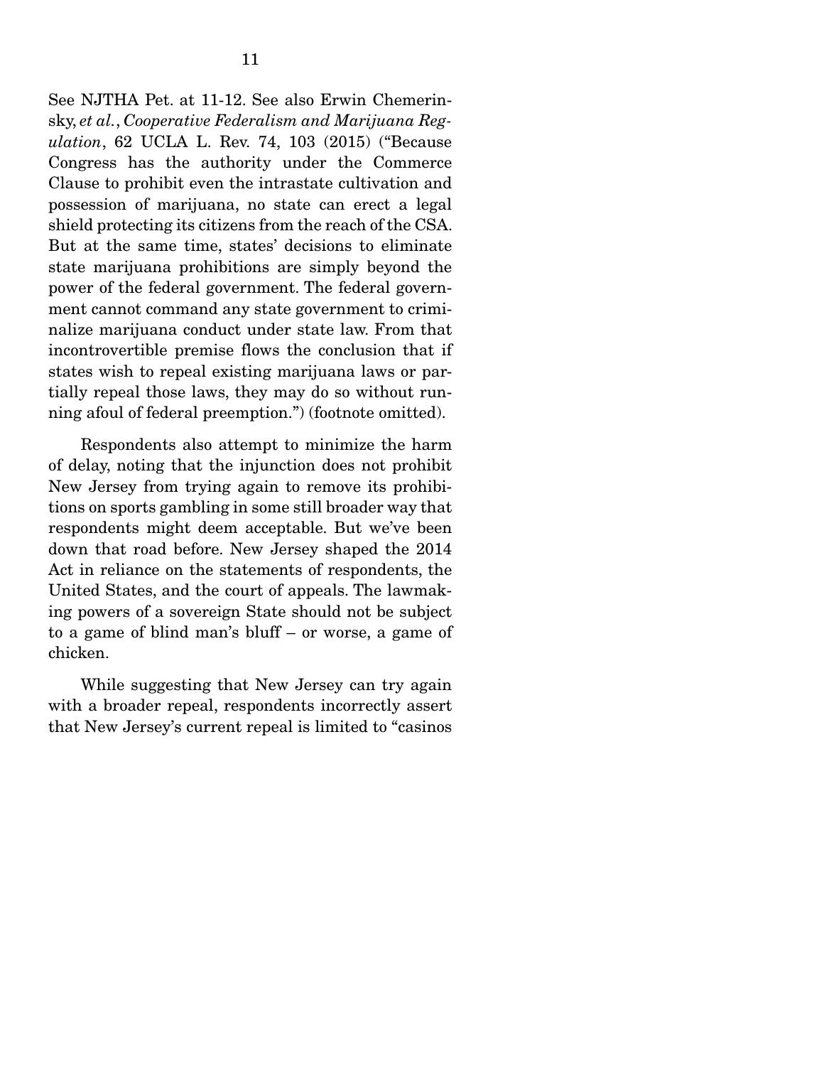See NJTHA Pet. at 11-12. See also Erwin Chemerinsky, *et al.*, *Cooperative Federalism and Marijuana Regulation*, 62 UCLA L. Rev. 74, 103 (2015) ("Because Congress has the authority under the Commerce Clause to prohibit even the intrastate cultivation and possession of marijuana, no state can erect a legal shield protecting its citizens from the reach of the CSA. But at the same time, states' decisions to eliminate state marijuana prohibitions are simply beyond the power of the federal government. The federal government cannot command any state government to criminalize marijuana conduct under state law. From that incontrovertible premise flows the conclusion that if states wish to repeal existing marijuana laws or partially repeal those laws, they may do so without running afoul of federal preemption.") (footnote omitted).

Respondents also attempt to minimize the harm of delay, noting that the injunction does not prohibit New Jersey from trying again to remove its prohibitions on sports gambling in some still broader way that respondents might deem acceptable. But we've been down that road before. New Jersey shaped the 2014 Act in reliance on the statements of respondents, the United States, and the court of appeals. The lawmaking powers of a sovereign State should not be subject to a game of blind man's bluff – or worse, a game of chicken.

While suggesting that New Jersey can try again with a broader repeal, respondents incorrectly assert that New Jersey's current repeal is limited to "casinos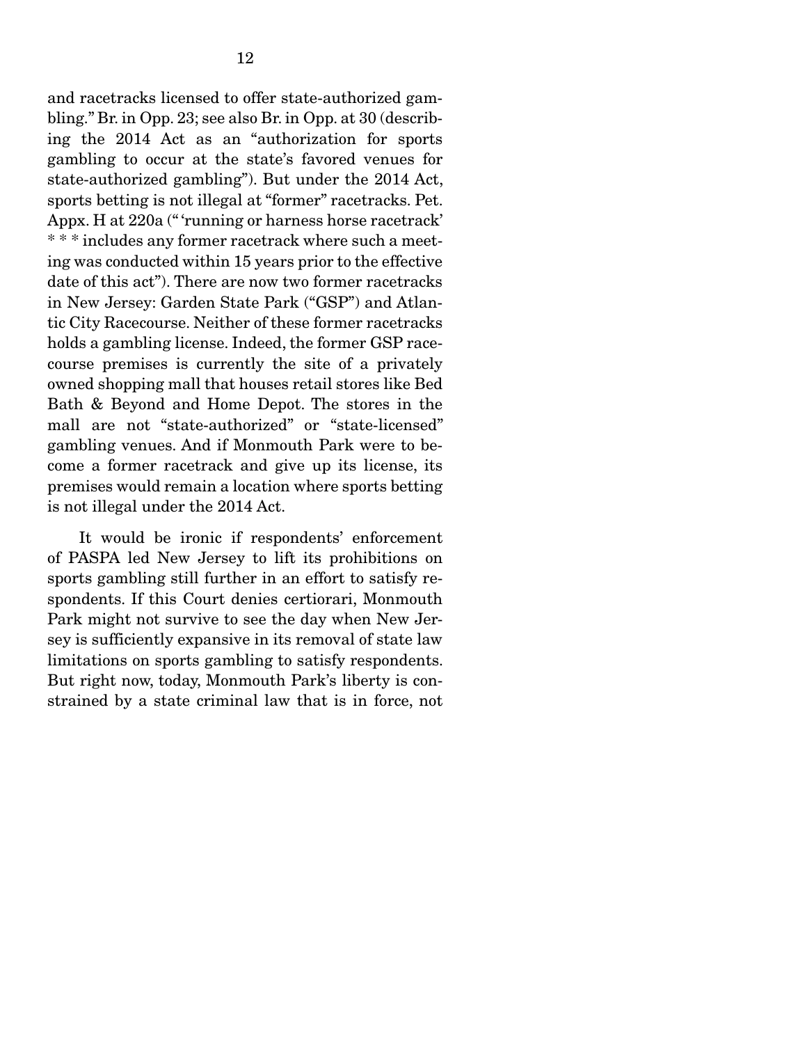and racetracks licensed to offer state-authorized gambling." Br. in Opp. 23; see also Br. in Opp. at 30 (describing the 2014 Act as an "authorization for sports gambling to occur at the state's favored venues for state-authorized gambling"). But under the 2014 Act, sports betting is not illegal at "former" racetracks. Pet. Appx. H at 220a ("'running or harness horse racetrack' * * * includes any former racetrack where such a meeting was conducted within 15 years prior to the effective date of this act"). There are now two former racetracks in New Jersey: Garden State Park ("GSP") and Atlantic City Racecourse. Neither of these former racetracks holds a gambling license. Indeed, the former GSP racecourse premises is currently the site of a privately owned shopping mall that houses retail stores like Bed Bath & Beyond and Home Depot. The stores in the mall are not "state-authorized" or "state-licensed" gambling venues. And if Monmouth Park were to become a former racetrack and give up its license, its premises would remain a location where sports betting is not illegal under the 2014 Act.

It would be ironic if respondents' enforcement of PASPA led New Jersey to lift its prohibitions on sports gambling still further in an effort to satisfy respondents. If this Court denies certiorari, Monmouth Park might not survive to see the day when New Jersey is sufficiently expansive in its removal of state law limitations on sports gambling to satisfy respondents. But right now, today, Monmouth Park's liberty is constrained by a state criminal law that is in force, not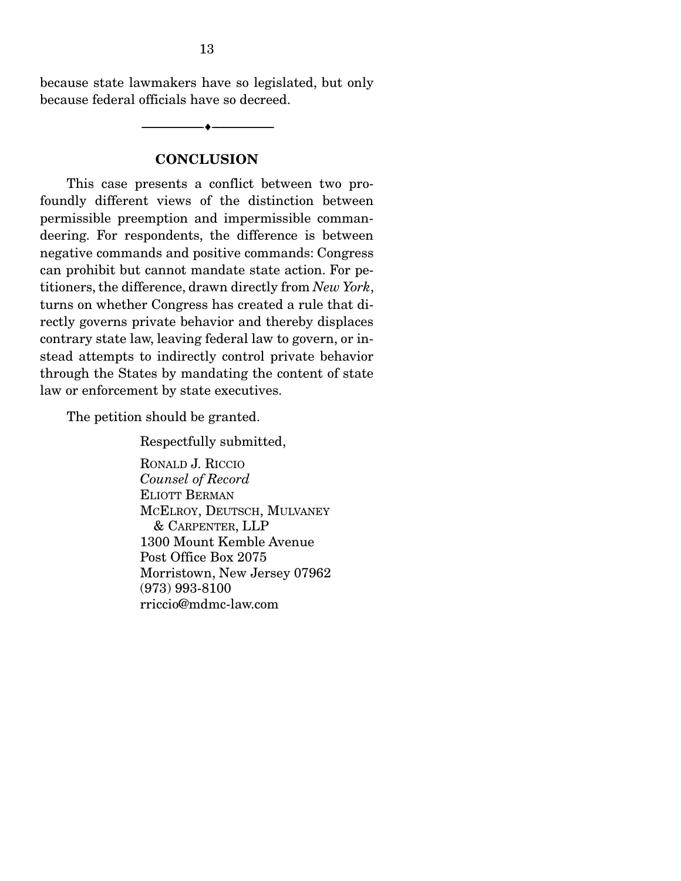because state lawmakers have so legislated, but only because federal officials have so decreed.

---

## CONCLUSION

This case presents a conflict between two profoundly different views of the distinction between permissible preemption and impermissible commandeering. For respondents, the difference is between negative commands and positive commands: Congress can prohibit but cannot mandate state action. For petitioners, the difference, drawn directly from *New York*, turns on whether Congress has created a rule that directly governs private behavior and thereby displaces contrary state law, leaving federal law to govern, or instead attempts to indirectly control private behavior through the States by mandating the content of state law or enforcement by state executives.

The petition should be granted.

Respectfully submitted,

RONALD J. RICCIO
*Counsel of Record*
ELIOTT BERMAN
MCELROY, DEUTSCH, MULVANEY & CARPENTER, LLP
1300 Mount Kemble Avenue
Post Office Box 2075
Morristown, New Jersey 07962
(973) 993-8100
rriccio@mdmc-law.com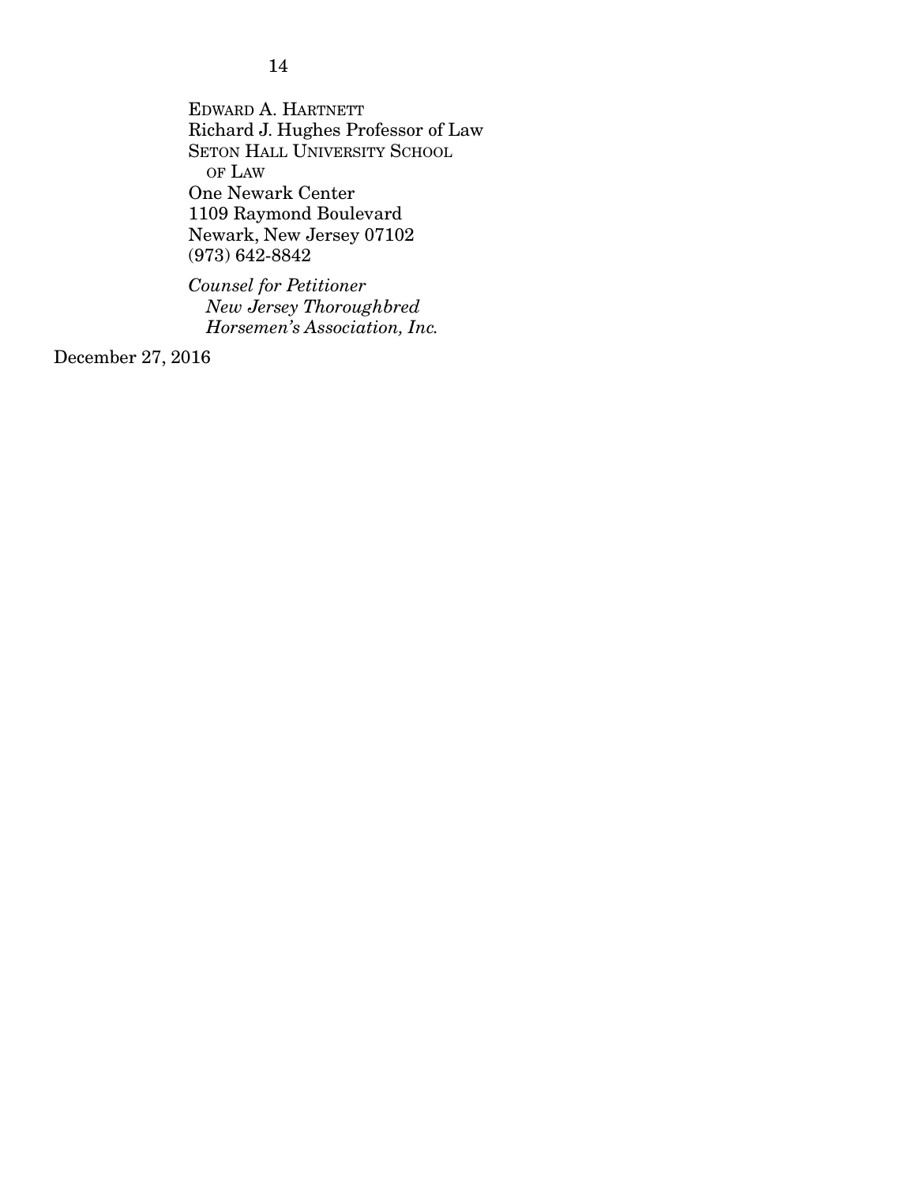EDWARD A. HARTNETT
Richard J. Hughes Professor of Law
SETON HALL UNIVERSITY SCHOOL OF LAW
One Newark Center
1109 Raymond Boulevard
Newark, New Jersey 07102
(973) 642-8842

*Counsel for Petitioner New Jersey Thoroughbred Horsemen's Association, Inc.*

December 27, 2016